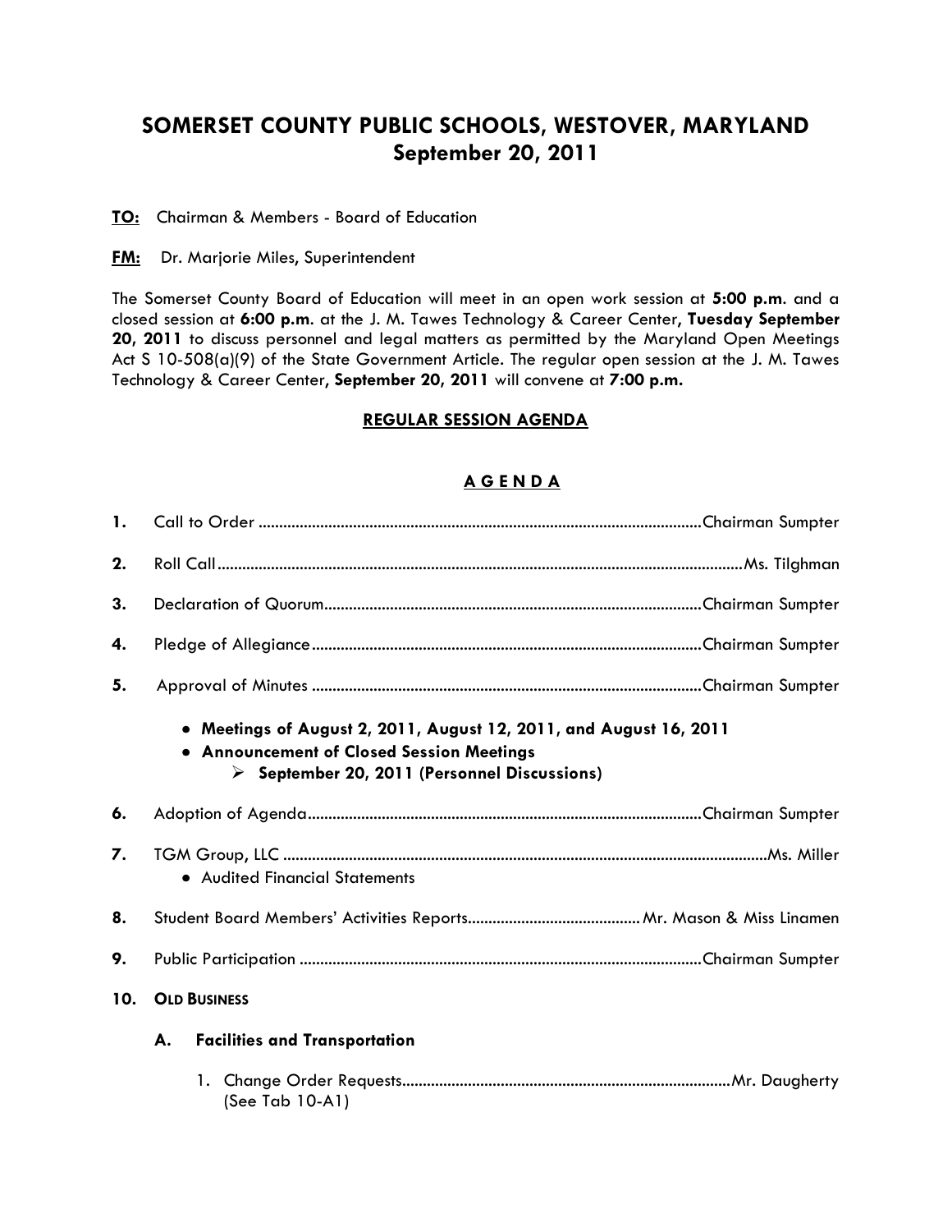# SOMERSET COUNTY PUBLIC SCHOOLS, WESTOVER, MARYLAND
## September 20, 2011

**TO:** Chairman & Members - Board of Education

**FM:** Dr. Marjorie Miles, Superintendent

The Somerset County Board of Education will meet in an open work session at **5:00 p.m**. and a closed session at **6:00 p.m**. at the J. M. Tawes Technology & Career Center**, Tuesday September 20, 2011** to discuss personnel and legal matters as permitted by the Maryland Open Meetings Act S 10-508(a)(9) of the State Government Article. The regular open session at the J. M. Tawes Technology & Career Center**, September 20, 2011** will convene at **7:00 p.m.**

### REGULAR SESSION AGENDA

### A G E N D A

**1.** Call to Order ........................................ Chairman Sumpter

**2.** Roll Call ........................................ Ms. Tilghman

**3.** Declaration of Quorum ........................................ Chairman Sumpter

**4.** Pledge of Allegiance ........................................ Chairman Sumpter

**5.** Approval of Minutes ........................................ Chairman Sumpter

- **Meetings of August 2, 2011, August 12, 2011, and August 16, 2011**
- **Announcement of Closed Session Meetings**
  - **September 20, 2011 (Personnel Discussions)**

**6.** Adoption of Agenda ........................................ Chairman Sumpter

**7.** TGM Group, LLC ........................................ Ms. Miller
- Audited Financial Statements

**8.** Student Board Members' Activities Reports ........................................ Mr. Mason & Miss Linamen

**9.** Public Participation ........................................ Chairman Sumpter

**10. OLD BUSINESS**

**A. Facilities and Transportation**

1. Change Order Requests ........................................ Mr. Daugherty
   (See Tab 10-A1)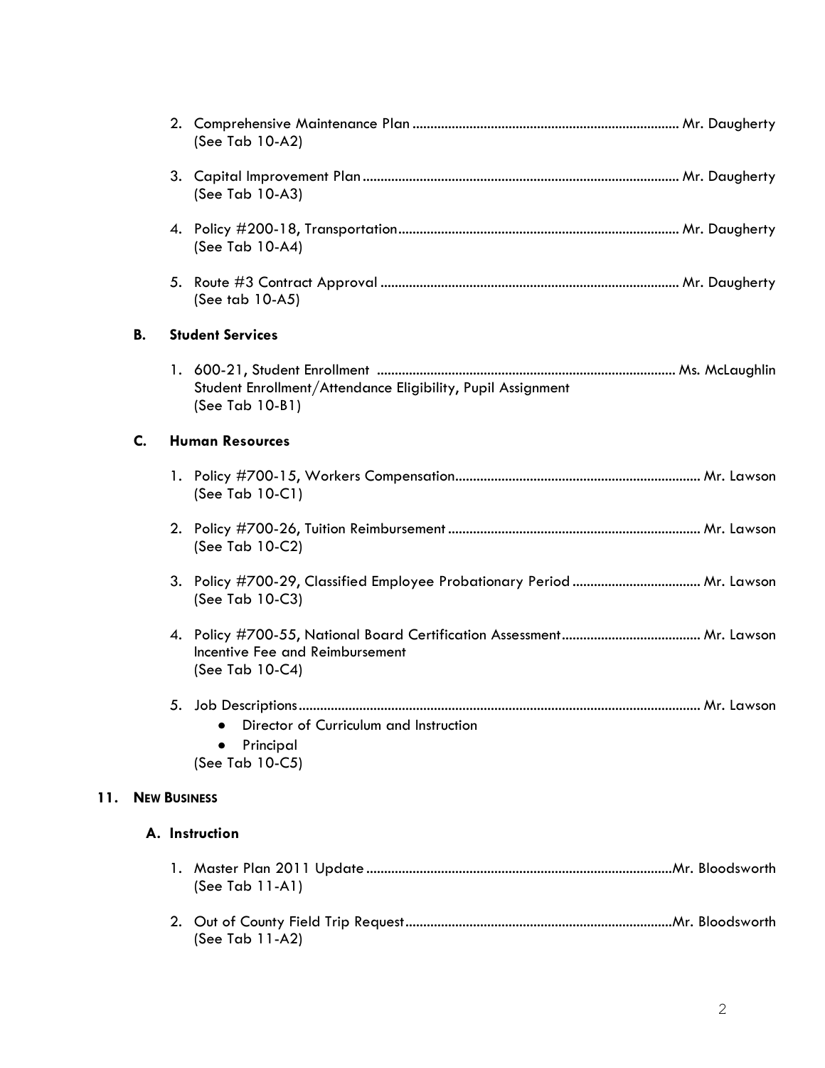2. Comprehensive Maintenance Plan .......................................................................... Mr. Daugherty
   (See Tab 10-A2)

3. Capital Improvement Plan ........................................................................................ Mr. Daugherty
   (See Tab 10-A3)

4. Policy #200-18, Transportation .............................................................................. Mr. Daugherty
   (See Tab 10-A4)

5. Route #3 Contract Approval ................................................................................... Mr. Daugherty
   (See tab 10-A5)

**B. Student Services**

1. 600-21, Student Enrollment ................................................................................... Ms. McLaughlin
   Student Enrollment/Attendance Eligibility, Pupil Assignment
   (See Tab 10-B1)

**C. Human Resources**

1. Policy #700-15, Workers Compensation .................................................................... Mr. Lawson
   (See Tab 10-C1)

2. Policy #700-26, Tuition Reimbursement ...................................................................... Mr. Lawson
   (See Tab 10-C2)

3. Policy #700-29, Classified Employee Probationary Period .................................... Mr. Lawson
   (See Tab 10-C3)

4. Policy #700-55, National Board Certification Assessment ....................................... Mr. Lawson
   Incentive Fee and Reimbursement
   (See Tab 10-C4)

5. Job Descriptions ................................................................................................................ Mr. Lawson
   - Director of Curriculum and Instruction
   - Principal

   (See Tab 10-C5)

## 11. NEW BUSINESS

**A. Instruction**

1. Master Plan 2011 Update ..................................................................................... Mr. Bloodsworth
   (See Tab 11-A1)

2. Out of County Field Trip Request ........................................................................... Mr. Bloodsworth
   (See Tab 11-A2)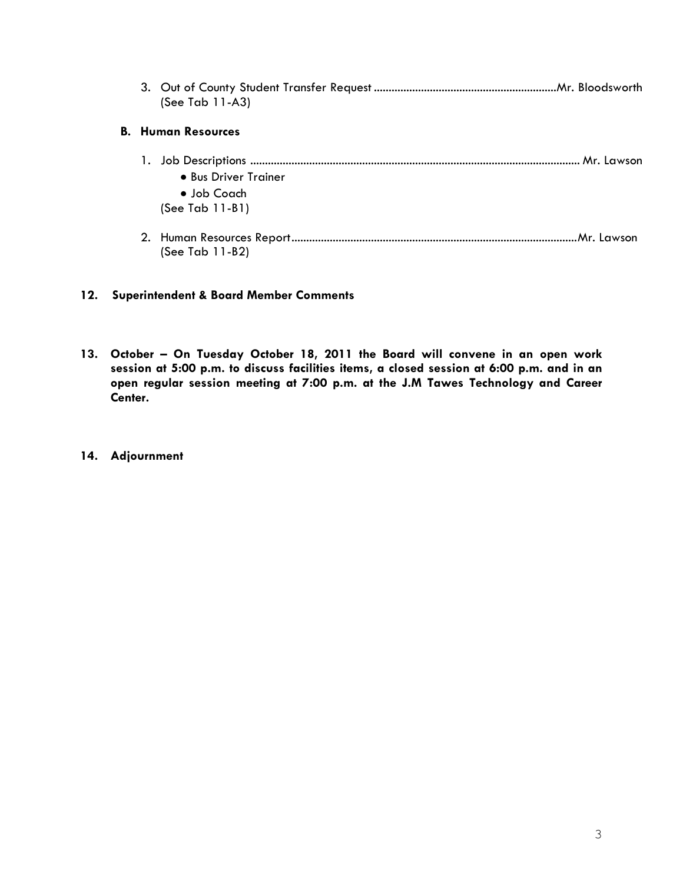3. Out of County Student Transfer Request .............................................................Mr. Bloodsworth
   (See Tab 11-A3)

**B. Human Resources**

1. Job Descriptions ............................................................................................................. Mr. Lawson
   - Bus Driver Trainer
   - Job Coach

   (See Tab 11-B1)

2. Human Resources Report................................................................................................Mr. Lawson
   (See Tab 11-B2)

**12. Superintendent & Board Member Comments**

**13. October – On Tuesday October 18, 2011 the Board will convene in an open work session at 5:00 p.m. to discuss facilities items, a closed session at 6:00 p.m. and in an open regular session meeting at 7:00 p.m. at the J.M Tawes Technology and Career Center.**

**14. Adjournment**